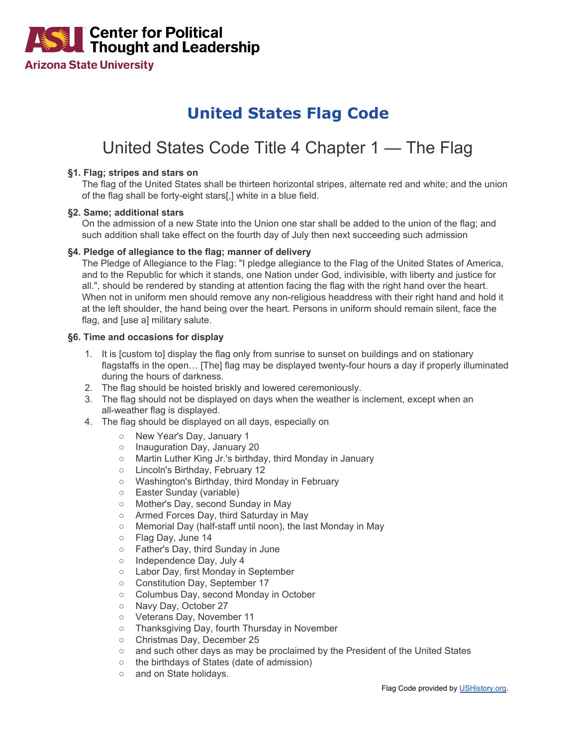Center for Political Thought and Leadership
Arizona State University

# United States Flag Code

## United States Code Title 4 Chapter 1 — The Flag

**§1. Flag; stripes and stars on**

The flag of the United States shall be thirteen horizontal stripes, alternate red and white; and the union of the flag shall be forty-eight stars[,] white in a blue field.

**§2. Same; additional stars**

On the admission of a new State into the Union one star shall be added to the union of the flag; and such addition shall take effect on the fourth day of July then next succeeding such admission

**§4. Pledge of allegiance to the flag; manner of delivery**

The Pledge of Allegiance to the Flag: "I pledge allegiance to the Flag of the United States of America, and to the Republic for which it stands, one Nation under God, indivisible, with liberty and justice for all.", should be rendered by standing at attention facing the flag with the right hand over the heart. When not in uniform men should remove any non-religious headdress with their right hand and hold it at the left shoulder, the hand being over the heart. Persons in uniform should remain silent, face the flag, and [use a] military salute.

**§6. Time and occasions for display**

1. It is [custom to] display the flag only from sunrise to sunset on buildings and on stationary flagstaffs in the open… [The] flag may be displayed twenty-four hours a day if properly illuminated during the hours of darkness.
2. The flag should be hoisted briskly and lowered ceremoniously.
3. The flag should not be displayed on days when the weather is inclement, except when an all-weather flag is displayed.
4. The flag should be displayed on all days, especially on
   - New Year's Day, January 1
   - Inauguration Day, January 20
   - Martin Luther King Jr.'s birthday, third Monday in January
   - Lincoln's Birthday, February 12
   - Washington's Birthday, third Monday in February
   - Easter Sunday (variable)
   - Mother's Day, second Sunday in May
   - Armed Forces Day, third Saturday in May
   - Memorial Day (half-staff until noon), the last Monday in May
   - Flag Day, June 14
   - Father's Day, third Sunday in June
   - Independence Day, July 4
   - Labor Day, first Monday in September
   - Constitution Day, September 17
   - Columbus Day, second Monday in October
   - Navy Day, October 27
   - Veterans Day, November 11
   - Thanksgiving Day, fourth Thursday in November
   - Christmas Day, December 25
   - and such other days as may be proclaimed by the President of the United States
   - the birthdays of States (date of admission)
   - and on State holidays.

Flag Code provided by USHistory.org.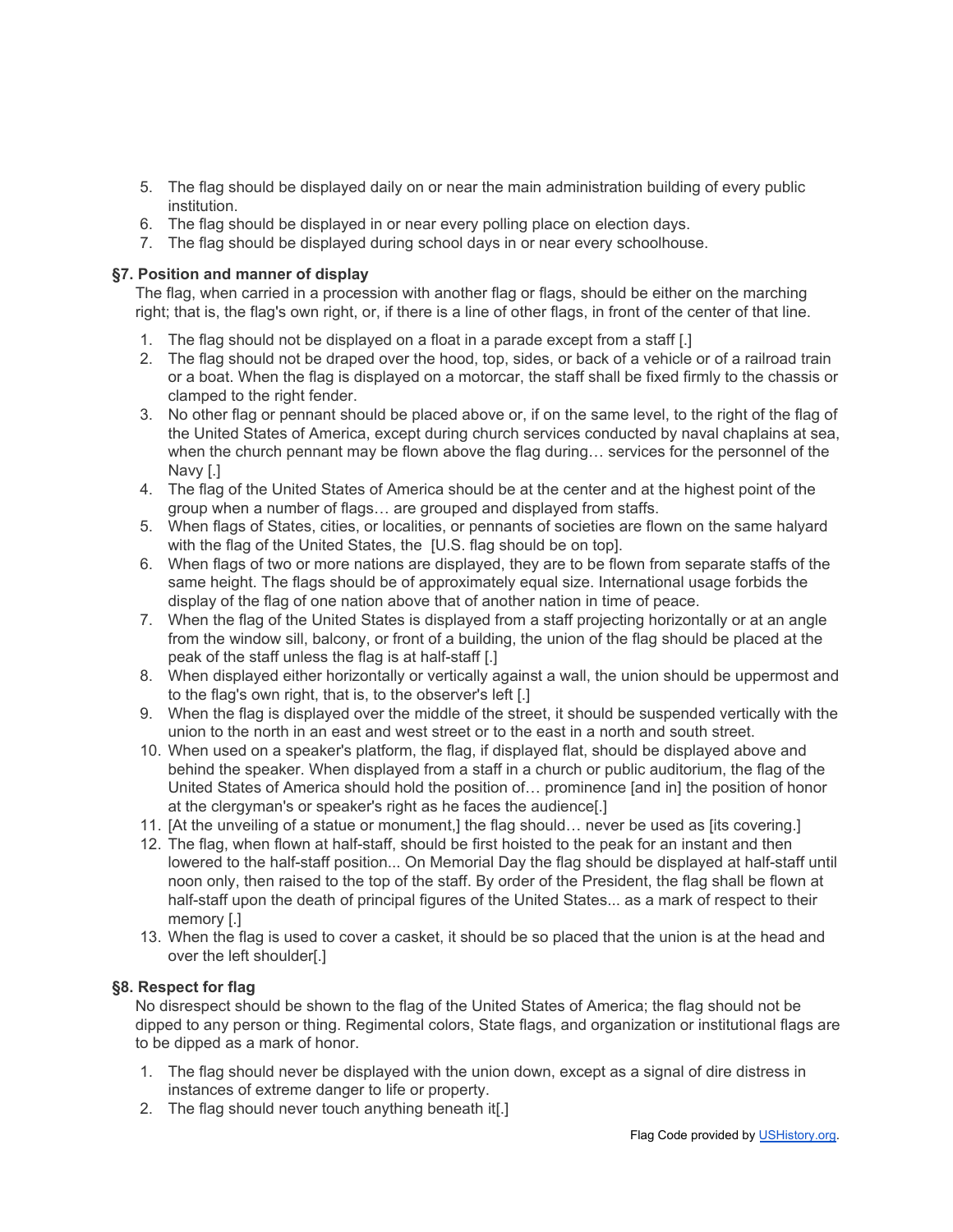5. The flag should be displayed daily on or near the main administration building of every public institution.
6. The flag should be displayed in or near every polling place on election days.
7. The flag should be displayed during school days in or near every schoolhouse.

**§7. Position and manner of display**

The flag, when carried in a procession with another flag or flags, should be either on the marching right; that is, the flag's own right, or, if there is a line of other flags, in front of the center of that line.

1. The flag should not be displayed on a float in a parade except from a staff [.]
2. The flag should not be draped over the hood, top, sides, or back of a vehicle or of a railroad train or a boat. When the flag is displayed on a motorcar, the staff shall be fixed firmly to the chassis or clamped to the right fender.
3. No other flag or pennant should be placed above or, if on the same level, to the right of the flag of the United States of America, except during church services conducted by naval chaplains at sea, when the church pennant may be flown above the flag during… services for the personnel of the Navy [.]
4. The flag of the United States of America should be at the center and at the highest point of the group when a number of flags… are grouped and displayed from staffs.
5. When flags of States, cities, or localities, or pennants of societies are flown on the same halyard with the flag of the United States, the [U.S. flag should be on top].
6. When flags of two or more nations are displayed, they are to be flown from separate staffs of the same height. The flags should be of approximately equal size. International usage forbids the display of the flag of one nation above that of another nation in time of peace.
7. When the flag of the United States is displayed from a staff projecting horizontally or at an angle from the window sill, balcony, or front of a building, the union of the flag should be placed at the peak of the staff unless the flag is at half-staff [.]
8. When displayed either horizontally or vertically against a wall, the union should be uppermost and to the flag's own right, that is, to the observer's left [.]
9. When the flag is displayed over the middle of the street, it should be suspended vertically with the union to the north in an east and west street or to the east in a north and south street.
10. When used on a speaker's platform, the flag, if displayed flat, should be displayed above and behind the speaker. When displayed from a staff in a church or public auditorium, the flag of the United States of America should hold the position of… prominence [and in] the position of honor at the clergyman's or speaker's right as he faces the audience[.]
11. [At the unveiling of a statue or monument,] the flag should… never be used as [its covering.]
12. The flag, when flown at half-staff, should be first hoisted to the peak for an instant and then lowered to the half-staff position... On Memorial Day the flag should be displayed at half-staff until noon only, then raised to the top of the staff. By order of the President, the flag shall be flown at half-staff upon the death of principal figures of the United States... as a mark of respect to their memory [.]
13. When the flag is used to cover a casket, it should be so placed that the union is at the head and over the left shoulder[.]

**§8. Respect for flag**

No disrespect should be shown to the flag of the United States of America; the flag should not be dipped to any person or thing. Regimental colors, State flags, and organization or institutional flags are to be dipped as a mark of honor.

1. The flag should never be displayed with the union down, except as a signal of dire distress in instances of extreme danger to life or property.
2. The flag should never touch anything beneath it[.]

Flag Code provided by USHistory.org.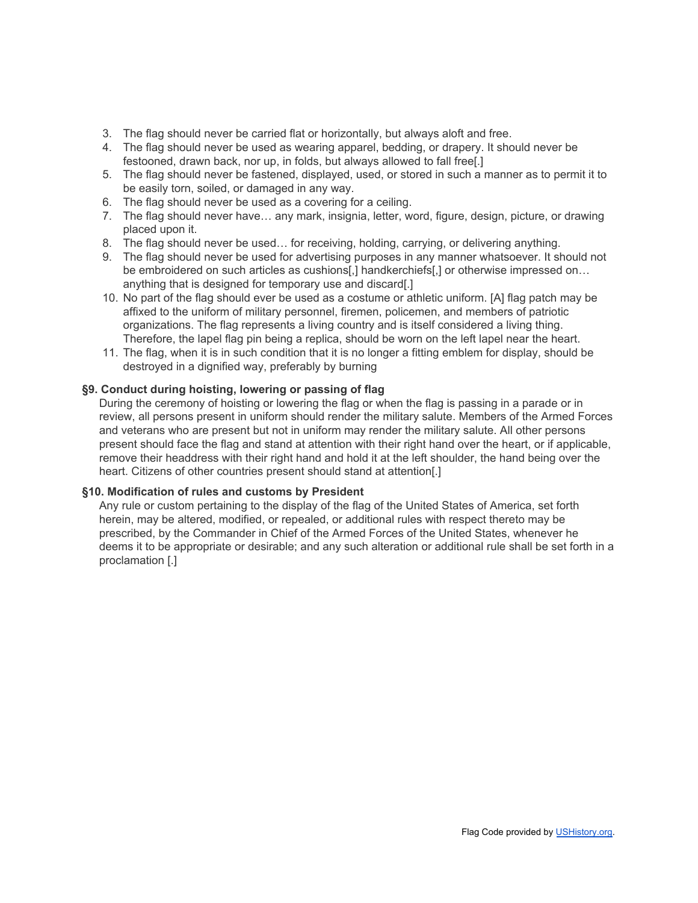3. The flag should never be carried flat or horizontally, but always aloft and free.
4. The flag should never be used as wearing apparel, bedding, or drapery. It should never be festooned, drawn back, nor up, in folds, but always allowed to fall free[.]
5. The flag should never be fastened, displayed, used, or stored in such a manner as to permit it to be easily torn, soiled, or damaged in any way.
6. The flag should never be used as a covering for a ceiling.
7. The flag should never have… any mark, insignia, letter, word, figure, design, picture, or drawing placed upon it.
8. The flag should never be used… for receiving, holding, carrying, or delivering anything.
9. The flag should never be used for advertising purposes in any manner whatsoever. It should not be embroidered on such articles as cushions[,] handkerchiefs[,] or otherwise impressed on… anything that is designed for temporary use and discard[.]
10. No part of the flag should ever be used as a costume or athletic uniform. [A] flag patch may be affixed to the uniform of military personnel, firemen, policemen, and members of patriotic organizations. The flag represents a living country and is itself considered a living thing. Therefore, the lapel flag pin being a replica, should be worn on the left lapel near the heart.
11. The flag, when it is in such condition that it is no longer a fitting emblem for display, should be destroyed in a dignified way, preferably by burning

**§9. Conduct during hoisting, lowering or passing of flag**

During the ceremony of hoisting or lowering the flag or when the flag is passing in a parade or in review, all persons present in uniform should render the military salute. Members of the Armed Forces and veterans who are present but not in uniform may render the military salute. All other persons present should face the flag and stand at attention with their right hand over the heart, or if applicable, remove their headdress with their right hand and hold it at the left shoulder, the hand being over the heart. Citizens of other countries present should stand at attention[.]

**§10. Modification of rules and customs by President**

Any rule or custom pertaining to the display of the flag of the United States of America, set forth herein, may be altered, modified, or repealed, or additional rules with respect thereto may be prescribed, by the Commander in Chief of the Armed Forces of the United States, whenever he deems it to be appropriate or desirable; and any such alteration or additional rule shall be set forth in a proclamation [.]

Flag Code provided by USHistory.org.